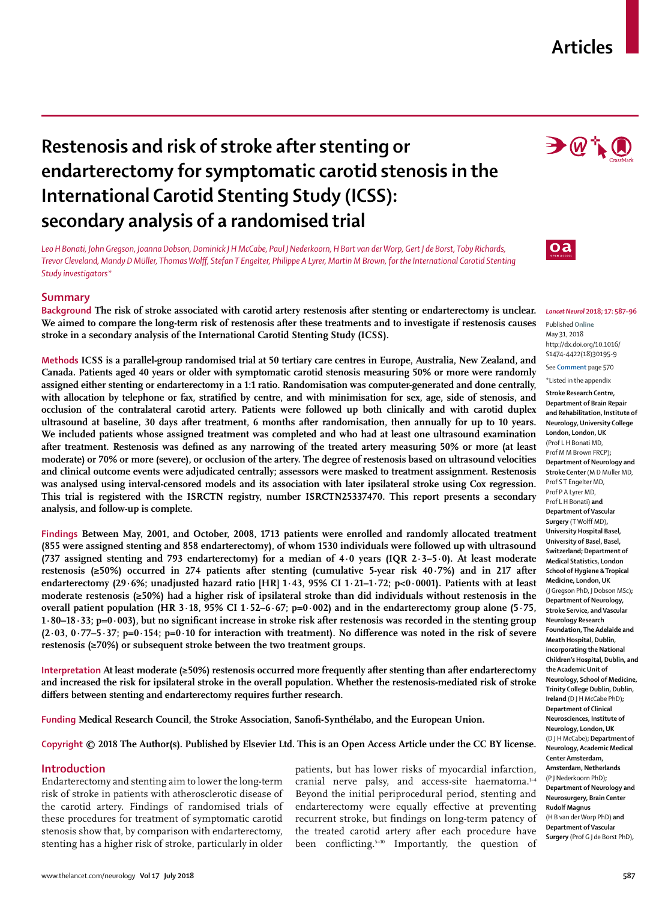Articles

# Restenosis and risk of stroke after stenting or endarterectomy for symptomatic carotid stenosis in the International Carotid Stenting Study (ICSS): secondary analysis of a randomised trial

*Leo H Bonati, John Gregson, Joanna Dobson, Dominick J H McCabe, Paul J Nederkoorn, H Bart van der Worp, Gert J de Borst, Toby Richards, Trevor Cleveland, Mandy D Müller, Thomas Wolff, Stefan T Engelter, Philippe A Lyrer, Martin M Brown, for the International Carotid Stenting Study investigators**

## Summary

**Background** The risk of stroke associated with carotid artery restenosis after stenting or endarterectomy is unclear. We aimed to compare the long-term risk of restenosis after these treatments and to investigate if restenosis causes stroke in a secondary analysis of the International Carotid Stenting Study (ICSS).

**Methods** ICSS is a parallel-group randomised trial at 50 tertiary care centres in Europe, Australia, New Zealand, and Canada. Patients aged 40 years or older with symptomatic carotid stenosis measuring 50% or more were randomly assigned either stenting or endarterectomy in a 1:1 ratio. Randomisation was computer-generated and done centrally, with allocation by telephone or fax, stratified by centre, and with minimisation for sex, age, side of stenosis, and occlusion of the contralateral carotid artery. Patients were followed up both clinically and with carotid duplex ultrasound at baseline, 30 days after treatment, 6 months after randomisation, then annually for up to 10 years. We included patients whose assigned treatment was completed and who had at least one ultrasound examination after treatment. Restenosis was defined as any narrowing of the treated artery measuring 50% or more (at least moderate) or 70% or more (severe), or occlusion of the artery. The degree of restenosis based on ultrasound velocities and clinical outcome events were adjudicated centrally; assessors were masked to treatment assignment. Restenosis was analysed using interval-censored models and its association with later ipsilateral stroke using Cox regression. This trial is registered with the ISRCTN registry, number ISRCTN25337470. This report presents a secondary analysis, and follow-up is complete.

**Findings** Between May, 2001, and October, 2008, 1713 patients were enrolled and randomly allocated treatment (855 were assigned stenting and 858 endarterectomy), of whom 1530 individuals were followed up with ultrasound (737 assigned stenting and 793 endarterectomy) for a median of 4·0 years (IQR 2·3–5·0). At least moderate restenosis (≥50%) occurred in 274 patients after stenting (cumulative 5-year risk 40·7%) and in 217 after endarterectomy (29·6%; unadjusted hazard ratio [HR] 1·43, 95% CI 1·21–1·72; p<0·0001). Patients with at least moderate restenosis (≥50%) had a higher risk of ipsilateral stroke than did individuals without restenosis in the overall patient population (HR 3·18, 95% CI 1·52–6·67; p=0·002) and in the endarterectomy group alone (5·75, 1·80–18·33; p=0·003), but no significant increase in stroke risk after restenosis was recorded in the stenting group (2·03, 0·77–5·37; p=0·154; p=0·10 for interaction with treatment). No difference was noted in the risk of severe restenosis (≥70%) or subsequent stroke between the two treatment groups.

**Interpretation** At least moderate (≥50%) restenosis occurred more frequently after stenting than after endarterectomy and increased the risk for ipsilateral stroke in the overall population. Whether the restenosis-mediated risk of stroke differs between stenting and endarterectomy requires further research.

**Funding** Medical Research Council, the Stroke Association, Sanofi-Synthélabo, and the European Union.

**Copyright** © 2018 The Author(s). Published by Elsevier Ltd. This is an Open Access Article under the CC BY license.

*Lancet Neurol* 2018; 17: 587–96

Published Online May 31, 2018 http://dx.doi.org/10.1016/S1474-4422(18)30195-9

See **Comment** page 570

*Listed in the appendix

**Stroke Research Centre, Department of Brain Repair and Rehabilitation, Institute of Neurology, University College London, London, UK** (Prof L H Bonati MD, Prof M M Brown FRCP)**; Department of Neurology and Stroke Center** (M D Müller MD, Prof S T Engelter MD, Prof P A Lyrer MD, Prof L H Bonati) **and Department of Vascular Surgery** (T Wolff MD)**, University Hospital Basel, University of Basel, Basel, Switzerland; Department of Medical Statistics, London School of Hygiene & Tropical Medicine, London, UK** (J Gregson PhD, J Dobson MSc)**; Department of Neurology, Stroke Service, and Vascular Neurology Research Foundation, The Adelaide and Meath Hospital, Dublin, incorporating the National Children's Hospital, Dublin, and the Academic Unit of Neurology, School of Medicine, Trinity College Dublin, Dublin, Ireland** (D J H McCabe PhD)**; Department of Clinical Neurosciences, Institute of Neurology, London, UK** (D J H McCabe)**; Department of Neurology, Academic Medical Center Amsterdam, Amsterdam, Netherlands** (P J Nederkoorn PhD)**; Department of Neurology and Neurosurgery, Brain Center Rudolf Magnus** (H B van der Worp PhD) **and Department of Vascular Surgery** (Prof G J de Borst PhD)**,**

## Introduction

Endarterectomy and stenting aim to lower the long-term risk of stroke in patients with atherosclerotic disease of the carotid artery. Findings of randomised trials of these procedures for treatment of symptomatic carotid stenosis show that, by comparison with endarterectomy, stenting has a higher risk of stroke, particularly in older patients, but has lower risks of myocardial infarction, cranial nerve palsy, and access-site haematoma.[1–4] Beyond the initial periprocedural period, stenting and endarterectomy were equally effective at preventing recurrent stroke, but findings on long-term patency of the treated carotid artery after each procedure have been conflicting.[5–10] Importantly, the question of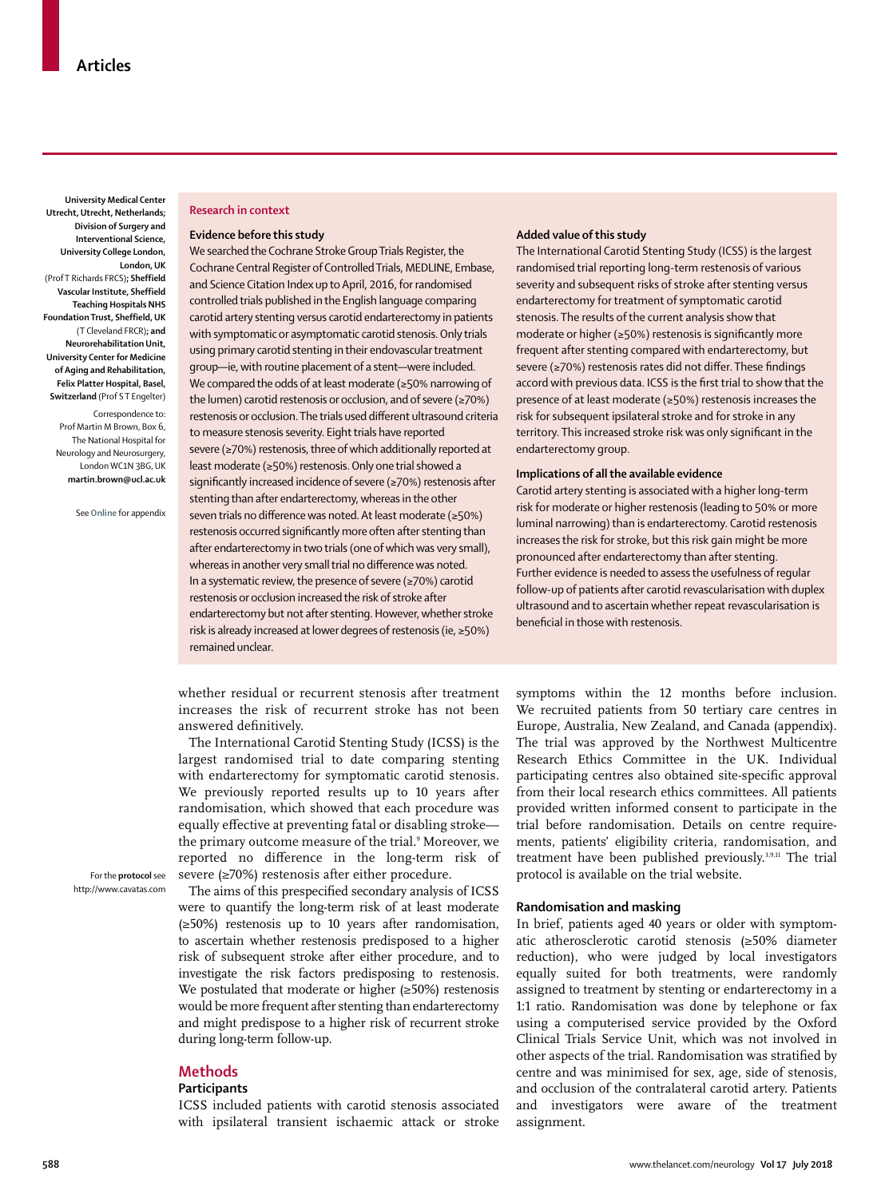University Medical Center Utrecht, Utrecht, Netherlands; Division of Surgery and Interventional Science, University College London, London, UK (Prof T Richards FRCS); Sheffield Vascular Institute, Sheffield Teaching Hospitals NHS Foundation Trust, Sheffield, UK (T Cleveland FRCR); and Neurorehabilitation Unit, University Center for Medicine of Aging and Rehabilitation, Felix Platter Hospital, Basel, Switzerland (Prof S T Engelter)

Correspondence to: Prof Martin M Brown, Box 6, The National Hospital for Neurology and Neurosurgery, London WC1N 3BG, UK **martin.brown@ucl.ac.uk**

See **Online** for appendix

## Research in context

### Evidence before this study

We searched the Cochrane Stroke Group Trials Register, the Cochrane Central Register of Controlled Trials, MEDLINE, Embase, and Science Citation Index up to April, 2016, for randomised controlled trials published in the English language comparing carotid artery stenting versus carotid endarterectomy in patients with symptomatic or asymptomatic carotid stenosis. Only trials using primary carotid stenting in their endovascular treatment group—ie, with routine placement of a stent—were included. We compared the odds of at least moderate (≥50% narrowing of the lumen) carotid restenosis or occlusion, and of severe (≥70%) restenosis or occlusion. The trials used different ultrasound criteria to measure stenosis severity. Eight trials have reported severe (≥70%) restenosis, three of which additionally reported at least moderate (≥50%) restenosis. Only one trial showed a significantly increased incidence of severe (≥70%) restenosis after stenting than after endarterectomy, whereas in the other seven trials no difference was noted. At least moderate (≥50%) restenosis occurred significantly more often after stenting than after endarterectomy in two trials (one of which was very small), whereas in another very small trial no difference was noted. In a systematic review, the presence of severe (≥70%) carotid restenosis or occlusion increased the risk of stroke after endarterectomy but not after stenting. However, whether stroke risk is already increased at lower degrees of restenosis (ie, ≥50%) remained unclear.

### Added value of this study

The International Carotid Stenting Study (ICSS) is the largest randomised trial reporting long-term restenosis of various severity and subsequent risks of stroke after stenting versus endarterectomy for treatment of symptomatic carotid stenosis. The results of the current analysis show that moderate or higher (≥50%) restenosis is significantly more frequent after stenting compared with endarterectomy, but severe (≥70%) restenosis rates did not differ. These findings accord with previous data. ICSS is the first trial to show that the presence of at least moderate (≥50%) restenosis increases the risk for subsequent ipsilateral stroke and for stroke in any territory. This increased stroke risk was only significant in the endarterectomy group.

### Implications of all the available evidence

Carotid artery stenting is associated with a higher long-term risk for moderate or higher restenosis (leading to 50% or more luminal narrowing) than is endarterectomy. Carotid restenosis increases the risk for stroke, but this risk gain might be more pronounced after endarterectomy than after stenting. Further evidence is needed to assess the usefulness of regular follow-up of patients after carotid revascularisation with duplex ultrasound and to ascertain whether repeat revascularisation is beneficial in those with restenosis.

whether residual or recurrent stenosis after treatment increases the risk of recurrent stroke has not been answered definitively.

The International Carotid Stenting Study (ICSS) is the largest randomised trial to date comparing stenting with endarterectomy for symptomatic carotid stenosis. We previously reported results up to 10 years after randomisation, which showed that each procedure was equally effective at preventing fatal or disabling stroke—the primary outcome measure of the trial.[9] Moreover, we reported no difference in the long-term risk of severe (≥70%) restenosis after either procedure.

For the **protocol** see http://www.cavatas.com

The aims of this prespecified secondary analysis of ICSS were to quantify the long-term risk of at least moderate (≥50%) restenosis up to 10 years after randomisation, to ascertain whether restenosis predisposed to a higher risk of subsequent stroke after either procedure, and to investigate the risk factors predisposing to restenosis. We postulated that moderate or higher (≥50%) restenosis would be more frequent after stenting than endarterectomy and might predispose to a higher risk of recurrent stroke during long-term follow-up.

## Methods

### Participants

ICSS included patients with carotid stenosis associated with ipsilateral transient ischaemic attack or stroke symptoms within the 12 months before inclusion. We recruited patients from 50 tertiary care centres in Europe, Australia, New Zealand, and Canada (appendix). The trial was approved by the Northwest Multicentre Research Ethics Committee in the UK. Individual participating centres also obtained site-specific approval from their local research ethics committees. All patients provided written informed consent to participate in the trial before randomisation. Details on centre requirements, patients' eligibility criteria, randomisation, and treatment have been published previously.[3,9,11] The trial protocol is available on the trial website.

### Randomisation and masking

In brief, patients aged 40 years or older with symptomatic atherosclerotic carotid stenosis (≥50% diameter reduction), who were judged by local investigators equally suited for both treatments, were randomly assigned to treatment by stenting or endarterectomy in a 1:1 ratio. Randomisation was done by telephone or fax using a computerised service provided by the Oxford Clinical Trials Service Unit, which was not involved in other aspects of the trial. Randomisation was stratified by centre and was minimised for sex, age, side of stenosis, and occlusion of the contralateral carotid artery. Patients and investigators were aware of the treatment assignment.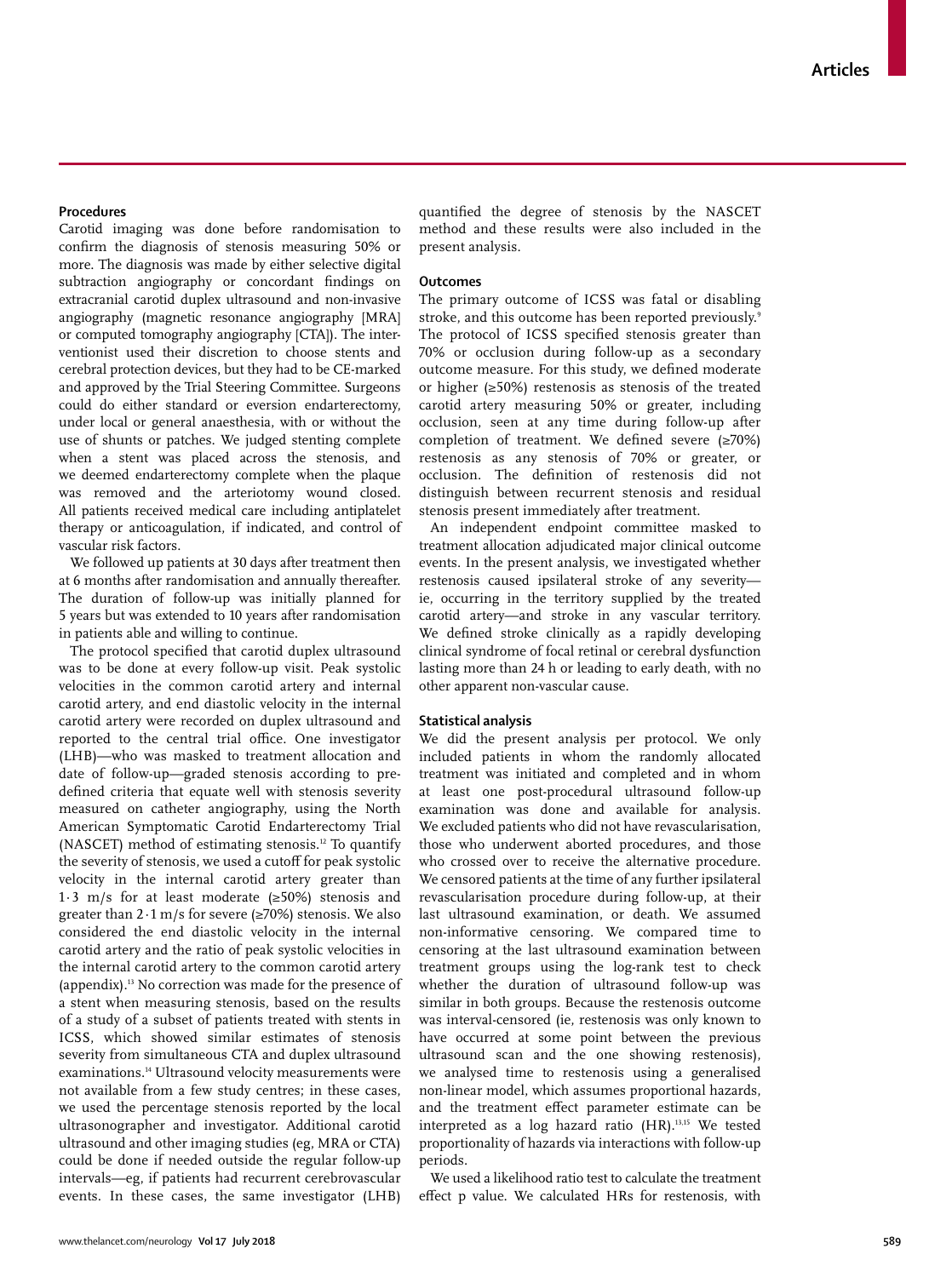### Procedures

Carotid imaging was done before randomisation to confirm the diagnosis of stenosis measuring 50% or more. The diagnosis was made by either selective digital subtraction angiography or concordant findings on extracranial carotid duplex ultrasound and non-invasive angiography (magnetic resonance angiography [MRA] or computed tomography angiography [CTA]). The interventionist used their discretion to choose stents and cerebral protection devices, but they had to be CE-marked and approved by the Trial Steering Committee. Surgeons could do either standard or eversion endarterectomy, under local or general anaesthesia, with or without the use of shunts or patches. We judged stenting complete when a stent was placed across the stenosis, and we deemed endarterectomy complete when the plaque was removed and the arteriotomy wound closed. All patients received medical care including antiplatelet therapy or anticoagulation, if indicated, and control of vascular risk factors.

We followed up patients at 30 days after treatment then at 6 months after randomisation and annually thereafter. The duration of follow-up was initially planned for 5 years but was extended to 10 years after randomisation in patients able and willing to continue.

The protocol specified that carotid duplex ultrasound was to be done at every follow-up visit. Peak systolic velocities in the common carotid artery and internal carotid artery, and end diastolic velocity in the internal carotid artery were recorded on duplex ultrasound and reported to the central trial office. One investigator (LHB)—who was masked to treatment allocation and date of follow-up—graded stenosis according to predefined criteria that equate well with stenosis severity measured on catheter angiography, using the North American Symptomatic Carotid Endarterectomy Trial (NASCET) method of estimating stenosis.[12] To quantify the severity of stenosis, we used a cutoff for peak systolic velocity in the internal carotid artery greater than 1·3 m/s for at least moderate (≥50%) stenosis and greater than 2·1 m/s for severe (≥70%) stenosis. We also considered the end diastolic velocity in the internal carotid artery and the ratio of peak systolic velocities in the internal carotid artery to the common carotid artery (appendix).[13] No correction was made for the presence of a stent when measuring stenosis, based on the results of a study of a subset of patients treated with stents in ICSS, which showed similar estimates of stenosis severity from simultaneous CTA and duplex ultrasound examinations.[14] Ultrasound velocity measurements were not available from a few study centres; in these cases, we used the percentage stenosis reported by the local ultrasonographer and investigator. Additional carotid ultrasound and other imaging studies (eg, MRA or CTA) could be done if needed outside the regular follow-up intervals—eg, if patients had recurrent cerebrovascular events. In these cases, the same investigator (LHB) quantified the degree of stenosis by the NASCET method and these results were also included in the present analysis.

### Outcomes

The primary outcome of ICSS was fatal or disabling stroke, and this outcome has been reported previously.[9] The protocol of ICSS specified stenosis greater than 70% or occlusion during follow-up as a secondary outcome measure. For this study, we defined moderate or higher (≥50%) restenosis as stenosis of the treated carotid artery measuring 50% or greater, including occlusion, seen at any time during follow-up after completion of treatment. We defined severe (≥70%) restenosis as any stenosis of 70% or greater, or occlusion. The definition of restenosis did not distinguish between recurrent stenosis and residual stenosis present immediately after treatment.

An independent endpoint committee masked to treatment allocation adjudicated major clinical outcome events. In the present analysis, we investigated whether restenosis caused ipsilateral stroke of any severity—ie, occurring in the territory supplied by the treated carotid artery—and stroke in any vascular territory. We defined stroke clinically as a rapidly developing clinical syndrome of focal retinal or cerebral dysfunction lasting more than 24 h or leading to early death, with no other apparent non-vascular cause.

### Statistical analysis

We did the present analysis per protocol. We only included patients in whom the randomly allocated treatment was initiated and completed and in whom at least one post-procedural ultrasound follow-up examination was done and available for analysis. We excluded patients who did not have revascularisation, those who underwent aborted procedures, and those who crossed over to receive the alternative procedure. We censored patients at the time of any further ipsilateral revascularisation procedure during follow-up, at their last ultrasound examination, or death. We assumed non-informative censoring. We compared time to censoring at the last ultrasound examination between treatment groups using the log-rank test to check whether the duration of ultrasound follow-up was similar in both groups. Because the restenosis outcome was interval-censored (ie, restenosis was only known to have occurred at some point between the previous ultrasound scan and the one showing restenosis), we analysed time to restenosis using a generalised non-linear model, which assumes proportional hazards, and the treatment effect parameter estimate can be interpreted as a log hazard ratio (HR).[13,15] We tested proportionality of hazards via interactions with follow-up periods.

We used a likelihood ratio test to calculate the treatment effect p value. We calculated HRs for restenosis, with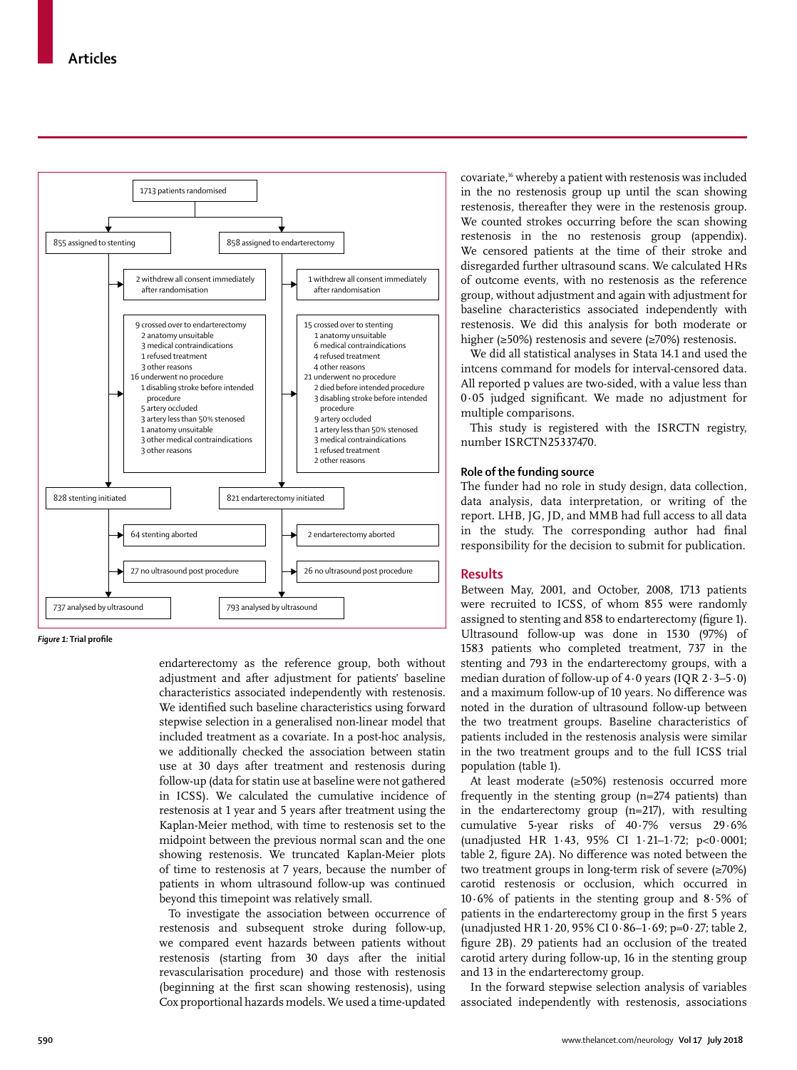1713 patients randomised

855 assigned to stenting

- 2 withdrew all consent immediately after randomisation
- 9 crossed over to endarterectomy
  - 2 anatomy unsuitable
  - 3 medical contraindications
  - 1 refused treatment
  - 3 other reasons
- 16 underwent no procedure
  - 1 disabling stroke before intended procedure
  - 5 artery occluded
  - 3 artery less than 50% stenosed
  - 1 anatomy unsuitable
  - 3 other medical contraindications
  - 3 other reasons

828 stenting initiated

- 64 stenting aborted
- 27 no ultrasound post procedure

737 analysed by ultrasound

858 assigned to endarterectomy

- 1 withdrew all consent immediately after randomisation
- 15 crossed over to stenting
  - 1 anatomy unsuitable
  - 6 medical contraindications
  - 4 refused treatment
  - 4 other reasons
- 21 underwent no procedure
  - 2 died before intended procedure
  - 3 disabling stroke before intended procedure
  - 9 artery occluded
  - 1 artery less than 50% stenosed
  - 3 medical contraindications
  - 1 refused treatment
  - 2 other reasons

821 endarterectomy initiated

- 2 endarterectomy aborted
- 26 no ultrasound post procedure

793 analysed by ultrasound

*Figure 1:* **Trial profile**

endarterectomy as the reference group, both without adjustment and after adjustment for patients' baseline characteristics associated independently with restenosis. We identified such baseline characteristics using forward stepwise selection in a generalised non-linear model that included treatment as a covariate. In a post-hoc analysis, we additionally checked the association between statin use at 30 days after treatment and restenosis during follow-up (data for statin use at baseline were not gathered in ICSS). We calculated the cumulative incidence of restenosis at 1 year and 5 years after treatment using the Kaplan-Meier method, with time to restenosis set to the midpoint between the previous normal scan and the one showing restenosis. We truncated Kaplan-Meier plots of time to restenosis at 7 years, because the number of patients in whom ultrasound follow-up was continued beyond this timepoint was relatively small.

To investigate the association between occurrence of restenosis and subsequent stroke during follow-up, we compared event hazards between patients without restenosis (starting from 30 days after the initial revascularisation procedure) and those with restenosis (beginning at the first scan showing restenosis), using Cox proportional hazards models. We used a time-updated covariate,[16] whereby a patient with restenosis was included in the no restenosis group up until the scan showing restenosis, thereafter they were in the restenosis group. We counted strokes occurring before the scan showing restenosis in the no restenosis group (appendix). We censored patients at the time of their stroke and disregarded further ultrasound scans. We calculated HRs of outcome events, with no restenosis as the reference group, without adjustment and again with adjustment for baseline characteristics associated independently with restenosis. We did this analysis for both moderate or higher (≥50%) restenosis and severe (≥70%) restenosis.

We did all statistical analyses in Stata 14.1 and used the intcens command for models for interval-censored data. All reported p values are two-sided, with a value less than 0·05 judged significant. We made no adjustment for multiple comparisons.

This study is registered with the ISRCTN registry, number ISRCTN25337470.

### Role of the funding source

The funder had no role in study design, data collection, data analysis, data interpretation, or writing of the report. LHB, JG, JD, and MMB had full access to all data in the study. The corresponding author had final responsibility for the decision to submit for publication.

## Results

Between May, 2001, and October, 2008, 1713 patients were recruited to ICSS, of whom 855 were randomly assigned to stenting and 858 to endarterectomy (figure 1). Ultrasound follow-up was done in 1530 (97%) of 1583 patients who completed treatment, 737 in the stenting and 793 in the endarterectomy groups, with a median duration of follow-up of 4·0 years (IQR 2·3–5·0) and a maximum follow-up of 10 years. No difference was noted in the duration of ultrasound follow-up between the two treatment groups. Baseline characteristics of patients included in the restenosis analysis were similar in the two treatment groups and to the full ICSS trial population (table 1).

At least moderate (≥50%) restenosis occurred more frequently in the stenting group (n=274 patients) than in the endarterectomy group (n=217), with resulting cumulative 5-year risks of 40·7% versus 29·6% (unadjusted HR 1·43, 95% CI 1·21–1·72; p<0·0001; table 2, figure 2A). No difference was noted between the two treatment groups in long-term risk of severe (≥70%) carotid restenosis or occlusion, which occurred in 10·6% of patients in the stenting group and 8·5% of patients in the endarterectomy group in the first 5 years (unadjusted HR 1·20, 95% CI 0·86–1·69; p=0·27; table 2, figure 2B). 29 patients had an occlusion of the treated carotid artery during follow-up, 16 in the stenting group and 13 in the endarterectomy group.

In the forward stepwise selection analysis of variables associated independently with restenosis, associations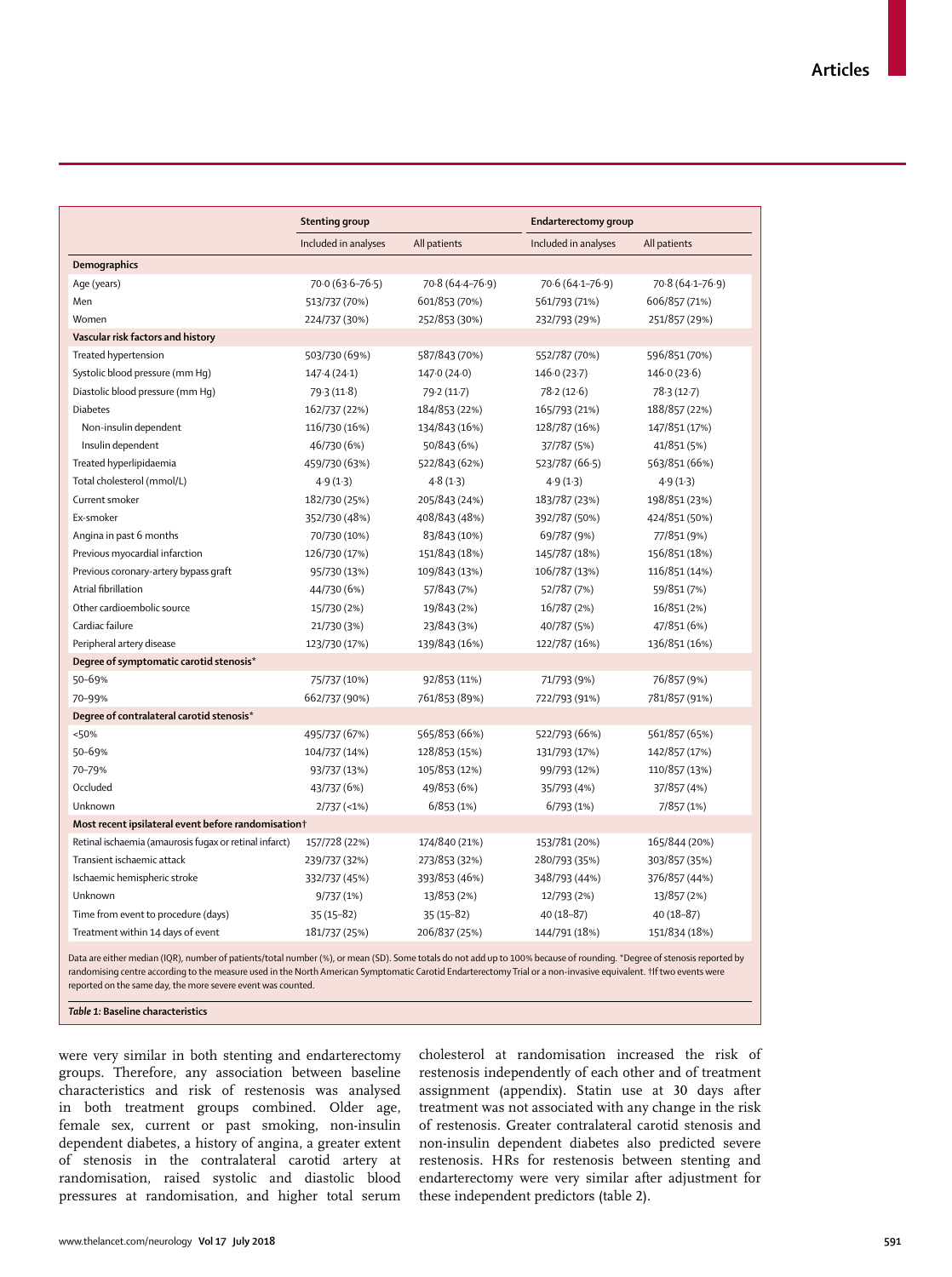| | Stenting group | | Endarterectomy group | |
|---|---|---|---|---|
| | Included in analyses | All patients | Included in analyses | All patients |
| **Demographics** | | | | |
| Age (years) | 70·0 (63·6–76·5) | 70·8 (64·4–76·9) | 70·6 (64·1–76·9) | 70·8 (64·1–76·9) |
| Men | 513/737 (70%) | 601/853 (70%) | 561/793 (71%) | 606/857 (71%) |
| Women | 224/737 (30%) | 252/853 (30%) | 232/793 (29%) | 251/857 (29%) |
| **Vascular risk factors and history** | | | | |
| Treated hypertension | 503/730 (69%) | 587/843 (70%) | 552/787 (70%) | 596/851 (70%) |
| Systolic blood pressure (mm Hg) | 147·4 (24·1) | 147·0 (24·0) | 146·0 (23·7) | 146·0 (23·6) |
| Diastolic blood pressure (mm Hg) | 79·3 (11·8) | 79·2 (11·7) | 78·2 (12·6) | 78·3 (12·7) |
| Diabetes | 162/737 (22%) | 184/853 (22%) | 165/793 (21%) | 188/857 (22%) |
| Non-insulin dependent | 116/730 (16%) | 134/843 (16%) | 128/787 (16%) | 147/851 (17%) |
| Insulin dependent | 46/730 (6%) | 50/843 (6%) | 37/787 (5%) | 41/851 (5%) |
| Treated hyperlipidaemia | 459/730 (63%) | 522/843 (62%) | 523/787 (66·5) | 563/851 (66%) |
| Total cholesterol (mmol/L) | 4·9 (1·3) | 4·8 (1·3) | 4·9 (1·3) | 4·9 (1·3) |
| Current smoker | 182/730 (25%) | 205/843 (24%) | 183/787 (23%) | 198/851 (23%) |
| Ex-smoker | 352/730 (48%) | 408/843 (48%) | 392/787 (50%) | 424/851 (50%) |
| Angina in past 6 months | 70/730 (10%) | 83/843 (10%) | 69/787 (9%) | 77/851 (9%) |
| Previous myocardial infarction | 126/730 (17%) | 151/843 (18%) | 145/787 (18%) | 156/851 (18%) |
| Previous coronary-artery bypass graft | 95/730 (13%) | 109/843 (13%) | 106/787 (13%) | 116/851 (14%) |
| Atrial fibrillation | 44/730 (6%) | 57/843 (7%) | 52/787 (7%) | 59/851 (7%) |
| Other cardioembolic source | 15/730 (2%) | 19/843 (2%) | 16/787 (2%) | 16/851 (2%) |
| Cardiac failure | 21/730 (3%) | 23/843 (3%) | 40/787 (5%) | 47/851 (6%) |
| Peripheral artery disease | 123/730 (17%) | 139/843 (16%) | 122/787 (16%) | 136/851 (16%) |
| **Degree of symptomatic carotid stenosis*** | | | | |
| 50–69% | 75/737 (10%) | 92/853 (11%) | 71/793 (9%) | 76/857 (9%) |
| 70–99% | 662/737 (90%) | 761/853 (89%) | 722/793 (91%) | 781/857 (91%) |
| **Degree of contralateral carotid stenosis*** | | | | |
| <50% | 495/737 (67%) | 565/853 (66%) | 522/793 (66%) | 561/857 (65%) |
| 50–69% | 104/737 (14%) | 128/853 (15%) | 131/793 (17%) | 142/857 (17%) |
| 70–79% | 93/737 (13%) | 105/853 (12%) | 99/793 (12%) | 110/857 (13%) |
| Occluded | 43/737 (6%) | 49/853 (6%) | 35/793 (4%) | 37/857 (4%) |
| Unknown | 2/737 (<1%) | 6/853 (1%) | 6/793 (1%) | 7/857 (1%) |
| **Most recent ipsilateral event before randomisation†** | | | | |
| Retinal ischaemia (amaurosis fugax or retinal infarct) | 157/728 (22%) | 174/840 (21%) | 153/781 (20%) | 165/844 (20%) |
| Transient ischaemic attack | 239/737 (32%) | 273/853 (32%) | 280/793 (35%) | 303/857 (35%) |
| Ischaemic hemispheric stroke | 332/737 (45%) | 393/853 (46%) | 348/793 (44%) | 376/857 (44%) |
| Unknown | 9/737 (1%) | 13/853 (2%) | 12/793 (2%) | 13/857 (2%) |
| Time from event to procedure (days) | 35 (15–82) | 35 (15–82) | 40 (18–87) | 40 (18–87) |
| Treatment within 14 days of event | 181/737 (25%) | 206/837 (25%) | 144/791 (18%) | 151/834 (18%) |

Data are either median (IQR), number of patients/total number (%), or mean (SD). Some totals do not add up to 100% because of rounding. *Degree of stenosis reported by randomising centre according to the measure used in the North American Symptomatic Carotid Endarterectomy Trial or a non-invasive equivalent. †If two events were reported on the same day, the more severe event was counted.

***Table 1:* Baseline characteristics**

were very similar in both stenting and endarterectomy groups. Therefore, any association between baseline characteristics and risk of restenosis was analysed in both treatment groups combined. Older age, female sex, current or past smoking, non-insulin dependent diabetes, a history of angina, a greater extent of stenosis in the contralateral carotid artery at randomisation, raised systolic and diastolic blood pressures at randomisation, and higher total serum cholesterol at randomisation increased the risk of restenosis independently of each other and of treatment assignment (appendix). Statin use at 30 days after treatment was not associated with any change in the risk of restenosis. Greater contralateral carotid stenosis and non-insulin dependent diabetes also predicted severe restenosis. HRs for restenosis between stenting and endarterectomy were very similar after adjustment for these independent predictors (table 2).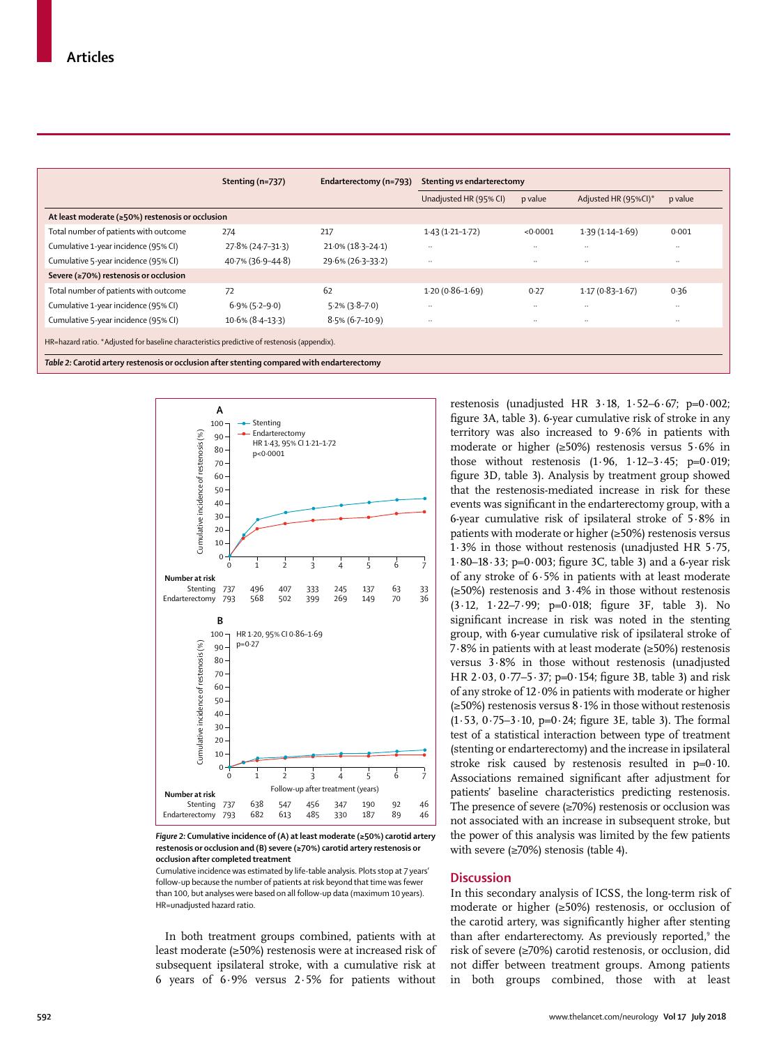| | Stenting (n=737) | Endarterectomy (n=793) | Stenting *vs* endarterectomy | | | |
|---|---|---|---|---|---|---|
| | | | Unadjusted HR (95% CI) | p value | Adjusted HR (95%CI)* | p value |
| **At least moderate (≥50%) restenosis or occlusion** | | | | | | |
| Total number of patients with outcome | 274 | 217 | 1·43 (1·21–1·72) | <0·0001 | 1·39 (1·14–1·69) | 0·001 |
| Cumulative 1-year incidence (95% CI) | 27·8% (24·7–31·3) | 21·0% (18·3–24·1) | .. | .. | .. | .. |
| Cumulative 5-year incidence (95% CI) | 40·7% (36·9–44·8) | 29·6% (26·3–33·2) | .. | .. | .. | .. |
| **Severe (≥70%) restenosis or occlusion** | | | | | | |
| Total number of patients with outcome | 72 | 62 | 1·20 (0·86–1·69) | 0·27 | 1·17 (0·83–1·67) | 0·36 |
| Cumulative 1-year incidence (95% CI) | 6·9% (5·2–9·0) | 5·2% (3·8–7·0) | .. | .. | .. | .. |
| Cumulative 5-year incidence (95% CI) | 10·6% (8·4–13·3) | 8·5% (6·7–10·9) | .. | .. | .. | .. |

HR=hazard ratio. *Adjusted for baseline characteristics predictive of restenosis (appendix).

***Table 2:*** **Carotid artery restenosis or occlusion after stenting compared with endarterectomy**

***Figure 2:*** **Cumulative incidence of (A) at least moderate (≥50%) carotid artery restenosis or occlusion and (B) severe (≥70%) carotid artery restenosis or occlusion after completed treatment**

Cumulative incidence was estimated by life-table analysis. Plots stop at 7 years' follow-up because the number of patients at risk beyond that time was fewer than 100, but analyses were based on all follow-up data (maximum 10 years). HR=unadjusted hazard ratio.

In both treatment groups combined, patients with at least moderate (≥50%) restenosis were at increased risk of subsequent ipsilateral stroke, with a cumulative risk at 6 years of 6·9% versus 2·5% for patients without restenosis (unadjusted HR 3·18, 1·52–6·67; p=0·002; figure 3A, table 3). 6-year cumulative risk of stroke in any territory was also increased to 9·6% in patients with moderate or higher (≥50%) restenosis versus 5·6% in those without restenosis (1·96, 1·12–3·45; p=0·019; figure 3D, table 3). Analysis by treatment group showed that the restenosis-mediated increase in risk for these events was significant in the endarterectomy group, with a 6-year cumulative risk of ipsilateral stroke of 5·8% in patients with moderate or higher (≥50%) restenosis versus 1·3% in those without restenosis (unadjusted HR 5·75, 1·80–18·33; p=0·003; figure 3C, table 3) and a 6-year risk of any stroke of 6·5% in patients with at least moderate (≥50%) restenosis and 3·4% in those without restenosis (3·12, 1·22–7·99; p=0·018; figure 3F, table 3). No significant increase in risk was noted in the stenting group, with 6-year cumulative risk of ipsilateral stroke of 7·8% in patients with at least moderate (≥50%) restenosis versus 3·8% in those without restenosis (unadjusted HR 2·03, 0·77–5·37; p=0·154; figure 3B, table 3) and risk of any stroke of 12·0% in patients with moderate or higher (≥50%) restenosis versus 8·1% in those without restenosis (1·53, 0·75–3·10, p=0·24; figure 3E, table 3). The formal test of a statistical interaction between type of treatment (stenting or endarterectomy) and the increase in ipsilateral stroke risk caused by restenosis resulted in p=0·10. Associations remained significant after adjustment for patients' baseline characteristics predicting restenosis. The presence of severe (≥70%) restenosis or occlusion was not associated with an increase in subsequent stroke, but the power of this analysis was limited by the few patients with severe (≥70%) stenosis (table 4).

## Discussion

In this secondary analysis of ICSS, the long-term risk of moderate or higher (≥50%) restenosis, or occlusion of the carotid artery, was significantly higher after stenting than after endarterectomy. As previously reported,[9] the risk of severe (≥70%) carotid restenosis, or occlusion, did not differ between treatment groups. Among patients in both groups combined, those with at least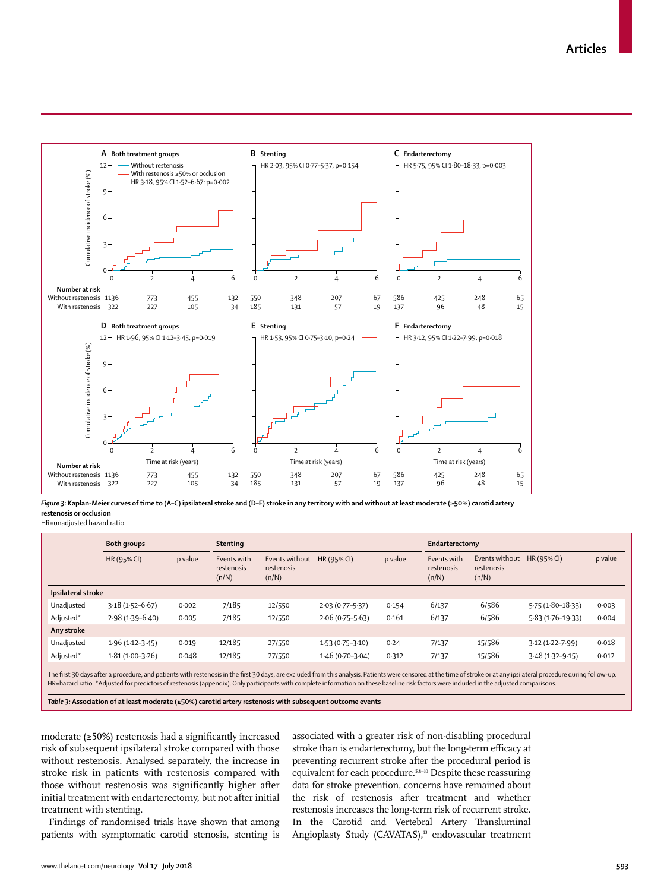**Figure 3: Kaplan-Meier curves of time to (A–C) ipsilateral stroke and (D–F) stroke in any territory with and without at least moderate (≥50%) carotid artery restenosis or occlusion**

HR=unadjusted hazard ratio.

| | Both groups | | Stenting | | | | Endarterectomy | | | |
|---|---|---|---|---|---|---|---|---|---|---|
| | HR (95% CI) | p value | Events with restenosis (n/N) | Events without restenosis (n/N) | HR (95% CI) | p value | Events with restenosis (n/N) | Events without restenosis (n/N) | HR (95% CI) | p value |
| **Ipsilateral stroke** | | | | | | | | | | |
| Unadjusted | 3·18 (1·52–6·67) | 0·002 | 7/185 | 12/550 | 2·03 (0·77–5·37) | 0·154 | 6/137 | 6/586 | 5·75 (1·80–18·33) | 0·003 |
| Adjusted* | 2·98 (1·39–6·40) | 0·005 | 7/185 | 12/550 | 2·06 (0·75–5·63) | 0·161 | 6/137 | 6/586 | 5·83 (1·76–19·33) | 0·004 |
| **Any stroke** | | | | | | | | | | |
| Unadjusted | 1·96 (1·12–3·45) | 0·019 | 12/185 | 27/550 | 1·53 (0·75–3·10) | 0·24 | 7/137 | 15/586 | 3·12 (1·22–7·99) | 0·018 |
| Adjusted* | 1·81 (1·00–3·26) | 0·048 | 12/185 | 27/550 | 1·46 (0·70–3·04) | 0·312 | 7/137 | 15/586 | 3·48 (1·32–9·15) | 0·012 |

The first 30 days after a procedure, and patients with restenosis in the first 30 days, are excluded from this analysis. Patients were censored at the time of stroke or at any ipsilateral procedure during follow-up. HR=hazard ratio. *Adjusted for predictors of restenosis (appendix). Only participants with complete information on these baseline risk factors were included in the adjusted comparisons.

**Table 3: Association of at least moderate (≥50%) carotid artery restenosis with subsequent outcome events**

moderate (≥50%) restenosis had a significantly increased risk of subsequent ipsilateral stroke compared with those without restenosis. Analysed separately, the increase in stroke risk in patients with restenosis compared with those without restenosis was significantly higher after initial treatment with endarterectomy, but not after initial treatment with stenting.

Findings of randomised trials have shown that among patients with symptomatic carotid stenosis, stenting is associated with a greater risk of non-disabling procedural stroke than is endarterectomy, but the long-term efficacy at preventing recurrent stroke after the procedural period is equivalent for each procedure.[5,8–10] Despite these reassuring data for stroke prevention, concerns have remained about the risk of restenosis after treatment and whether restenosis increases the long-term risk of recurrent stroke. In the Carotid and Vertebral Artery Transluminal Angioplasty Study (CAVATAS),[13] endovascular treatment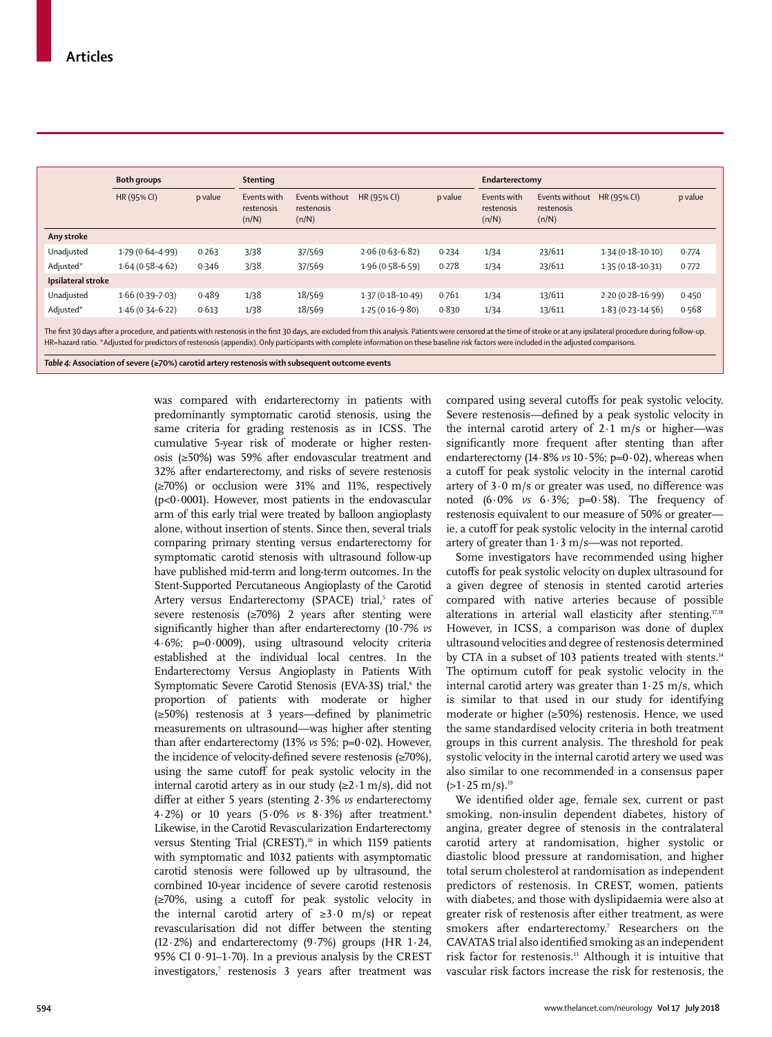| | Both groups | | Stenting | | | | Endarterectomy | | | |
|---|---|---|---|---|---|---|---|---|---|---|
| | HR (95% CI) | p value | Events with restenosis (n/N) | Events without restenosis (n/N) | HR (95% CI) | p value | Events with restenosis (n/N) | Events without restenosis (n/N) | HR (95% CI) | p value |
| **Any stroke** | | | | | | | | | | |
| Unadjusted | 1·79 (0·64–4·99) | 0·263 | 3/38 | 37/569 | 2·06 (0·63–6·82) | 0·234 | 1/34 | 23/611 | 1·34 (0·18–10·10) | 0·774 |
| Adjusted* | 1·64 (0·58–4·62) | 0·346 | 3/38 | 37/569 | 1·96 (0·58–6·59) | 0·278 | 1/34 | 23/611 | 1·35 (0·18–10·31) | 0·772 |
| **Ipsilateral stroke** | | | | | | | | | | |
| Unadjusted | 1·66 (0·39–7·03) | 0·489 | 1/38 | 18/569 | 1·37 (0·18–10·49) | 0·761 | 1/34 | 13/611 | 2·20 (0·28–16·99) | 0·450 |
| Adjusted* | 1·46 (0·34–6·22) | 0·613 | 1/38 | 18/569 | 1·25 (0·16–9·80) | 0·830 | 1/34 | 13/611 | 1·83 (0·23–14·56) | 0·568 |

The first 30 days after a procedure, and patients with restenosis in the first 30 days, are excluded from this analysis. Patients were censored at the time of stroke or at any ipsilateral procedure during follow-up. HR=hazard ratio. *Adjusted for predictors of restenosis (appendix). Only participants with complete information on these baseline risk factors were included in the adjusted comparisons.

*Table 4:* **Association of severe (≥70%) carotid artery restenosis with subsequent outcome events**

was compared with endarterectomy in patients with predominantly symptomatic carotid stenosis, using the same criteria for grading restenosis as in ICSS. The cumulative 5-year risk of moderate or higher restenosis (≥50%) was 59% after endovascular treatment and 32% after endarterectomy, and risks of severe restenosis (≥70%) or occlusion were 31% and 11%, respectively (p<0·0001). However, most patients in the endovascular arm of this early trial were treated by balloon angioplasty alone, without insertion of stents. Since then, several trials comparing primary stenting versus endarterectomy for symptomatic carotid stenosis with ultrasound follow-up have published mid-term and long-term outcomes. In the Stent-Supported Percutaneous Angioplasty of the Carotid Artery versus Endarterectomy (SPACE) trial,[5] rates of severe restenosis (≥70%) 2 years after stenting were significantly higher than after endarterectomy (10·7% *vs* 4·6%; p=0·0009), using ultrasound velocity criteria established at the individual local centres. In the Endarterectomy Versus Angioplasty in Patients With Symptomatic Severe Carotid Stenosis (EVA-3S) trial,[6] the proportion of patients with moderate or higher (≥50%) restenosis at 3 years—defined by planimetric measurements on ultrasound—was higher after stenting than after endarterectomy (13% *vs* 5%; p=0·02). However, the incidence of velocity-defined severe restenosis (≥70%), using the same cutoff for peak systolic velocity in the internal carotid artery as in our study (≥2·1 m/s), did not differ at either 5 years (stenting 2·3% *vs* endarterectomy 4·2%) or 10 years (5·0% *vs* 8·3%) after treatment.[8] Likewise, in the Carotid Revascularization Endarterectomy versus Stenting Trial (CREST),[10] in which 1159 patients with symptomatic and 1032 patients with asymptomatic carotid stenosis were followed up by ultrasound, the combined 10-year incidence of severe carotid restenosis (≥70%, using a cutoff for peak systolic velocity in the internal carotid artery of ≥3·0 m/s) or repeat revascularisation did not differ between the stenting (12·2%) and endarterectomy (9·7%) groups (HR 1·24, 95% CI 0·91–1·70). In a previous analysis by the CREST investigators,[7] restenosis 3 years after treatment was compared using several cutoffs for peak systolic velocity. Severe restenosis—defined by a peak systolic velocity in the internal carotid artery of 2·1 m/s or higher—was significantly more frequent after stenting than after endarterectomy (14·8% *vs* 10·5%; p=0·02), whereas when a cutoff for peak systolic velocity in the internal carotid artery of 3·0 m/s or greater was used, no difference was noted (6·0% *vs* 6·3%; p=0·58). The frequency of restenosis equivalent to our measure of 50% or greater—ie, a cutoff for peak systolic velocity in the internal carotid artery of greater than 1·3 m/s—was not reported.

Some investigators have recommended using higher cutoffs for peak systolic velocity on duplex ultrasound for a given degree of stenosis in stented carotid arteries compared with native arteries because of possible alterations in arterial wall elasticity after stenting.[17,18] However, in ICSS, a comparison was done of duplex ultrasound velocities and degree of restenosis determined by CTA in a subset of 103 patients treated with stents.[14] The optimum cutoff for peak systolic velocity in the internal carotid artery was greater than 1·25 m/s, which is similar to that used in our study for identifying moderate or higher (≥50%) restenosis. Hence, we used the same standardised velocity criteria in both treatment groups in this current analysis. The threshold for peak systolic velocity in the internal carotid artery we used was also similar to one recommended in a consensus paper (>1·25 m/s).[19]

We identified older age, female sex, current or past smoking, non-insulin dependent diabetes, history of angina, greater degree of stenosis in the contralateral carotid artery at randomisation, higher systolic or diastolic blood pressure at randomisation, and higher total serum cholesterol at randomisation as independent predictors of restenosis. In CREST, women, patients with diabetes, and those with dyslipidaemia were also at greater risk of restenosis after either treatment, as were smokers after endarterectomy.[7] Researchers on the CAVATAS trial also identified smoking as an independent risk factor for restenosis.[13] Although it is intuitive that vascular risk factors increase the risk for restenosis, the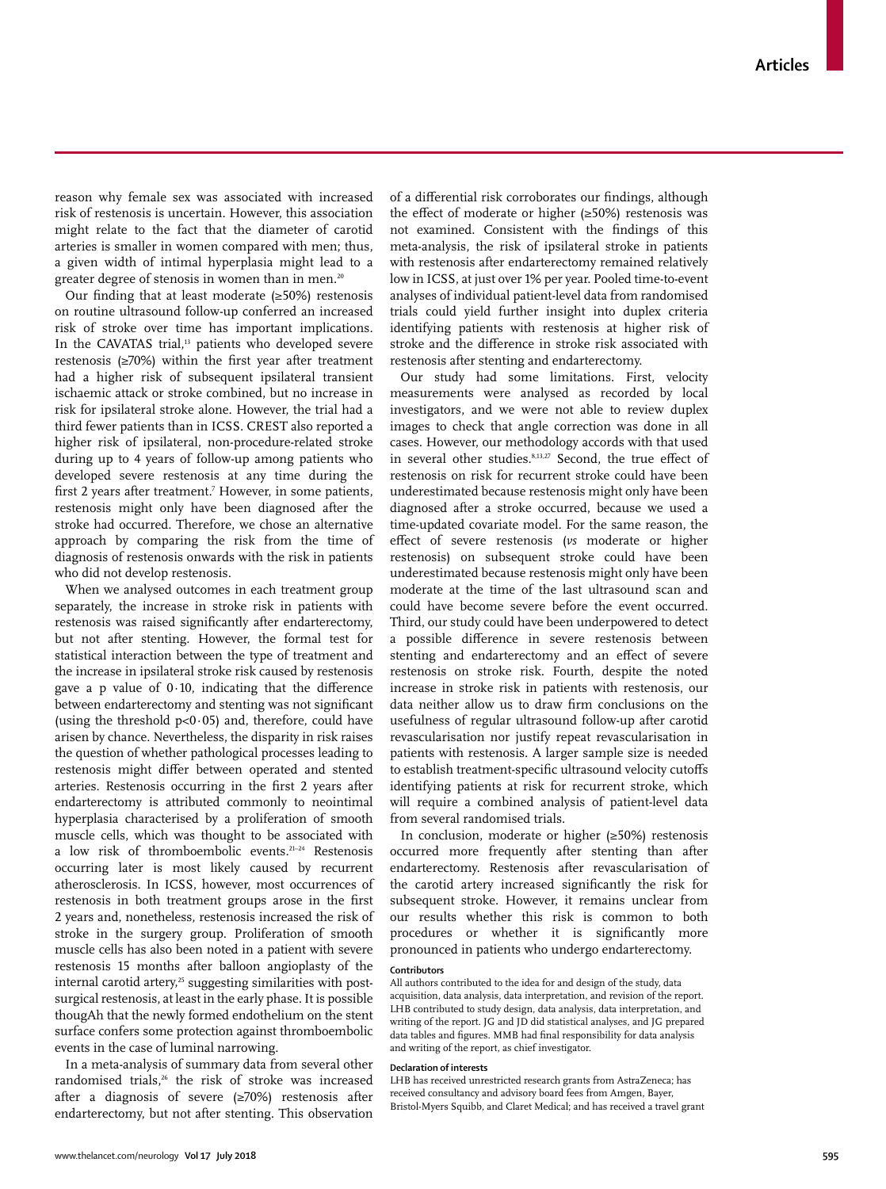reason why female sex was associated with increased risk of restenosis is uncertain. However, this association might relate to the fact that the diameter of carotid arteries is smaller in women compared with men; thus, a given width of intimal hyperplasia might lead to a greater degree of stenosis in women than in men.[20]

Our finding that at least moderate (≥50%) restenosis on routine ultrasound follow-up conferred an increased risk of stroke over time has important implications. In the CAVATAS trial,[13] patients who developed severe restenosis (≥70%) within the first year after treatment had a higher risk of subsequent ipsilateral transient ischaemic attack or stroke combined, but no increase in risk for ipsilateral stroke alone. However, the trial had a third fewer patients than in ICSS. CREST also reported a higher risk of ipsilateral, non-procedure-related stroke during up to 4 years of follow-up among patients who developed severe restenosis at any time during the first 2 years after treatment.[7] However, in some patients, restenosis might only have been diagnosed after the stroke had occurred. Therefore, we chose an alternative approach by comparing the risk from the time of diagnosis of restenosis onwards with the risk in patients who did not develop restenosis.

When we analysed outcomes in each treatment group separately, the increase in stroke risk in patients with restenosis was raised significantly after endarterectomy, but not after stenting. However, the formal test for statistical interaction between the type of treatment and the increase in ipsilateral stroke risk caused by restenosis gave a p value of 0·10, indicating that the difference between endarterectomy and stenting was not significant (using the threshold $p<0·05$) and, therefore, could have arisen by chance. Nevertheless, the disparity in risk raises the question of whether pathological processes leading to restenosis might differ between operated and stented arteries. Restenosis occurring in the first 2 years after endarterectomy is attributed commonly to neointimal hyperplasia characterised by a proliferation of smooth muscle cells, which was thought to be associated with a low risk of thromboembolic events.[21–24] Restenosis occurring later is most likely caused by recurrent atherosclerosis. In ICSS, however, most occurrences of restenosis in both treatment groups arose in the first 2 years and, nonetheless, restenosis increased the risk of stroke in the surgery group. Proliferation of smooth muscle cells has also been noted in a patient with severe restenosis 15 months after balloon angioplasty of the internal carotid artery,[25] suggesting similarities with post-surgical restenosis, at least in the early phase. It is possible thougAh that the newly formed endothelium on the stent surface confers some protection against thromboembolic events in the case of luminal narrowing.

In a meta-analysis of summary data from several other randomised trials,[26] the risk of stroke was increased after a diagnosis of severe (≥70%) restenosis after endarterectomy, but not after stenting. This observation of a differential risk corroborates our findings, although the effect of moderate or higher (≥50%) restenosis was not examined. Consistent with the findings of this meta-analysis, the risk of ipsilateral stroke in patients with restenosis after endarterectomy remained relatively low in ICSS, at just over 1% per year. Pooled time-to-event analyses of individual patient-level data from randomised trials could yield further insight into duplex criteria identifying patients with restenosis at higher risk of stroke and the difference in stroke risk associated with restenosis after stenting and endarterectomy.

Our study had some limitations. First, velocity measurements were analysed as recorded by local investigators, and we were not able to review duplex images to check that angle correction was done in all cases. However, our methodology accords with that used in several other studies.[8,13,27] Second, the true effect of restenosis on risk for recurrent stroke could have been underestimated because restenosis might only have been diagnosed after a stroke occurred, because we used a time-updated covariate model. For the same reason, the effect of severe restenosis (*vs* moderate or higher restenosis) on subsequent stroke could have been underestimated because restenosis might only have been moderate at the time of the last ultrasound scan and could have become severe before the event occurred. Third, our study could have been underpowered to detect a possible difference in severe restenosis between stenting and endarterectomy and an effect of severe restenosis on stroke risk. Fourth, despite the noted increase in stroke risk in patients with restenosis, our data neither allow us to draw firm conclusions on the usefulness of regular ultrasound follow-up after carotid revascularisation nor justify repeat revascularisation in patients with restenosis. A larger sample size is needed to establish treatment-specific ultrasound velocity cutoffs identifying patients at risk for recurrent stroke, which will require a combined analysis of patient-level data from several randomised trials.

In conclusion, moderate or higher (≥50%) restenosis occurred more frequently after stenting than after endarterectomy. Restenosis after revascularisation of the carotid artery increased significantly the risk for subsequent stroke. However, it remains unclear from our results whether this risk is common to both procedures or whether it is significantly more pronounced in patients who undergo endarterectomy.

#### Contributors

All authors contributed to the idea for and design of the study, data acquisition, data analysis, data interpretation, and revision of the report. LHB contributed to study design, data analysis, data interpretation, and writing of the report. JG and JD did statistical analyses, and JG prepared data tables and figures. MMB had final responsibility for data analysis and writing of the report, as chief investigator.

#### Declaration of interests

LHB has received unrestricted research grants from AstraZeneca; has received consultancy and advisory board fees from Amgen, Bayer, Bristol-Myers Squibb, and Claret Medical; and has received a travel grant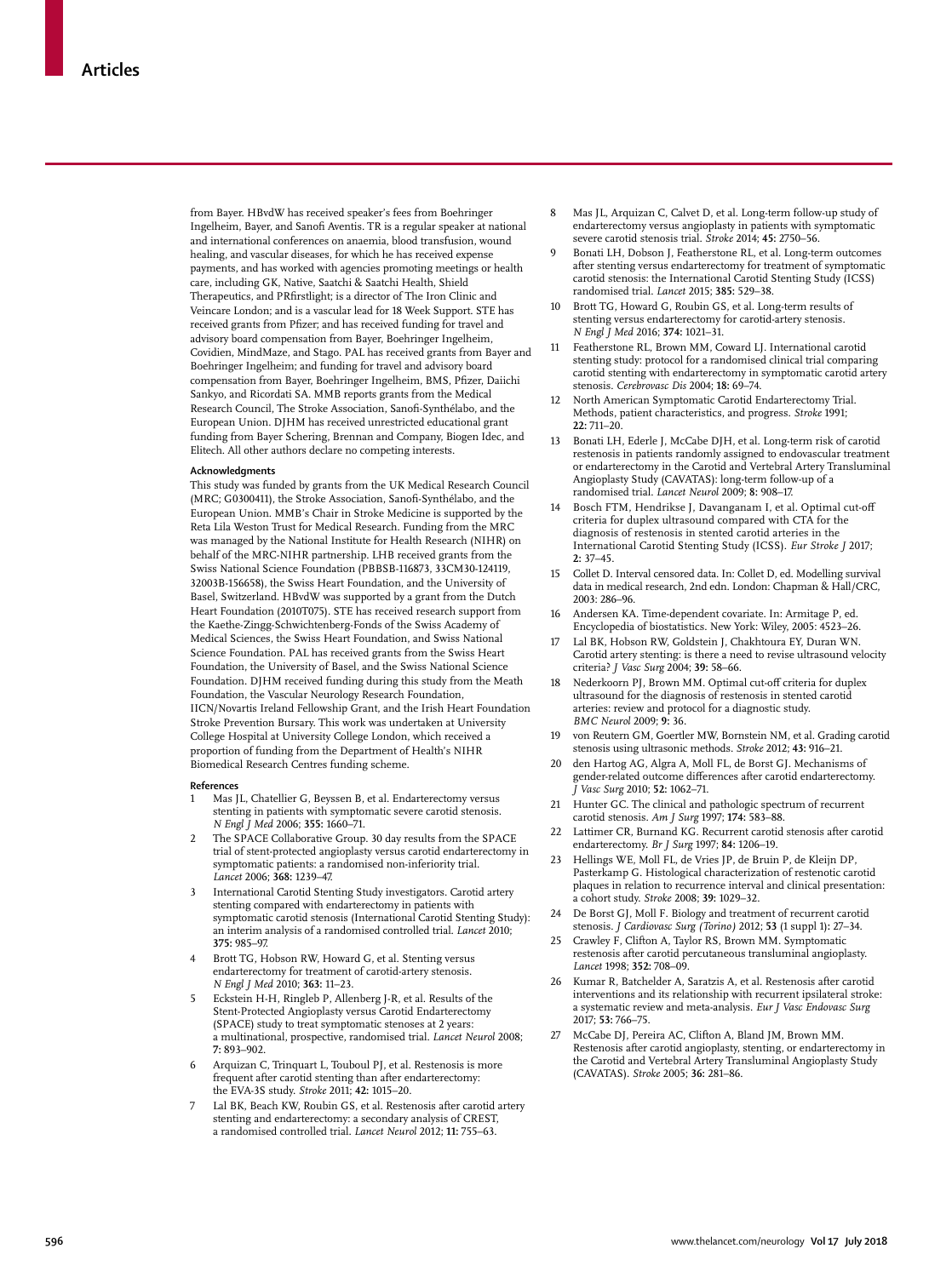from Bayer. HBvdW has received speaker's fees from Boehringer Ingelheim, Bayer, and Sanofi Aventis. TR is a regular speaker at national and international conferences on anaemia, blood transfusion, wound healing, and vascular diseases, for which he has received expense payments, and has worked with agencies promoting meetings or health care, including GK, Native, Saatchi & Saatchi Health, Shield Therapeutics, and PRfirstlight; is a director of The Iron Clinic and Veincare London; and is a vascular lead for 18 Week Support. STE has received grants from Pfizer; and has received funding for travel and advisory board compensation from Bayer, Boehringer Ingelheim, Covidien, MindMaze, and Stago. PAL has received grants from Bayer and Boehringer Ingelheim; and funding for travel and advisory board compensation from Bayer, Boehringer Ingelheim, BMS, Pfizer, Daiichi Sankyo, and Ricordati SA. MMB reports grants from the Medical Research Council, The Stroke Association, Sanofi-Synthélabo, and the European Union. DJHM has received unrestricted educational grant funding from Bayer Schering, Brennan and Company, Biogen Idec, and Elitech. All other authors declare no competing interests.

#### Acknowledgments

This study was funded by grants from the UK Medical Research Council (MRC; G0300411), the Stroke Association, Sanofi-Synthélabo, and the European Union. MMB's Chair in Stroke Medicine is supported by the Reta Lila Weston Trust for Medical Research. Funding from the MRC was managed by the National Institute for Health Research (NIHR) on behalf of the MRC-NIHR partnership. LHB received grants from the Swiss National Science Foundation (PBBSB-116873, 33CM30-124119, 32003B-156658), the Swiss Heart Foundation, and the University of Basel, Switzerland. HBvdW was supported by a grant from the Dutch Heart Foundation (2010T075). STE has received research support from the Kaethe-Zingg-Schwichtenberg-Fonds of the Swiss Academy of Medical Sciences, the Swiss Heart Foundation, and Swiss National Science Foundation. PAL has received grants from the Swiss Heart Foundation, the University of Basel, and the Swiss National Science Foundation. DJHM received funding during this study from the Meath Foundation, the Vascular Neurology Research Foundation, IICN/Novartis Ireland Fellowship Grant, and the Irish Heart Foundation Stroke Prevention Bursary. This work was undertaken at University College Hospital at University College London, which received a proportion of funding from the Department of Health's NIHR Biomedical Research Centres funding scheme.

#### References

1. Mas JL, Chatellier G, Beyssen B, et al. Endarterectomy versus stenting in patients with symptomatic severe carotid stenosis. *N Engl J Med* 2006; **355:** 1660–71.
2. The SPACE Collaborative Group. 30 day results from the SPACE trial of stent-protected angioplasty versus carotid endarterectomy in symptomatic patients: a randomised non-inferiority trial. *Lancet* 2006; **368:** 1239–47.
3. International Carotid Stenting Study investigators. Carotid artery stenting compared with endarterectomy in patients with symptomatic carotid stenosis (International Carotid Stenting Study): an interim analysis of a randomised controlled trial. *Lancet* 2010; **375:** 985–97.
4. Brott TG, Hobson RW, Howard G, et al. Stenting versus endarterectomy for treatment of carotid-artery stenosis. *N Engl J Med* 2010; **363:** 11–23.
5. Eckstein H-H, Ringleb P, Allenberg J-R, et al. Results of the Stent-Protected Angioplasty versus Carotid Endarterectomy (SPACE) study to treat symptomatic stenoses at 2 years: a multinational, prospective, randomised trial. *Lancet Neurol* 2008; **7:** 893–902.
6. Arquizan C, Trinquart L, Touboul PJ, et al. Restenosis is more frequent after carotid stenting than after endarterectomy: the EVA-3S study. *Stroke* 2011; **42:** 1015–20.
7. Lal BK, Beach KW, Roubin GS, et al. Restenosis after carotid artery stenting and endarterectomy: a secondary analysis of CREST, a randomised controlled trial. *Lancet Neurol* 2012; **11:** 755–63.
8. Mas JL, Arquizan C, Calvet D, et al. Long-term follow-up study of endarterectomy versus angioplasty in patients with symptomatic severe carotid stenosis trial. *Stroke* 2014; **45:** 2750–56.
9. Bonati LH, Dobson J, Featherstone RL, et al. Long-term outcomes after stenting versus endarterectomy for treatment of symptomatic carotid stenosis: the International Carotid Stenting Study (ICSS) randomised trial. *Lancet* 2015; **385:** 529–38.
10. Brott TG, Howard G, Roubin GS, et al. Long-term results of stenting versus endarterectomy for carotid-artery stenosis. *N Engl J Med* 2016; **374:** 1021–31.
11. Featherstone RL, Brown MM, Coward LJ. International carotid stenting study: protocol for a randomised clinical trial comparing carotid stenting with endarterectomy in symptomatic carotid artery stenosis. *Cerebrovasc Dis* 2004; **18:** 69–74.
12. North American Symptomatic Carotid Endarterectomy Trial. Methods, patient characteristics, and progress. *Stroke* 1991; **22:** 711–20.
13. Bonati LH, Ederle J, McCabe DJH, et al. Long-term risk of carotid restenosis in patients randomly assigned to endovascular treatment or endarterectomy in the Carotid and Vertebral Artery Transluminal Angioplasty Study (CAVATAS): long-term follow-up of a randomised trial. *Lancet Neurol* 2009; **8:** 908–17.
14. Bosch FTM, Hendrikse J, Davanganam I, et al. Optimal cut-off criteria for duplex ultrasound compared with CTA for the diagnosis of restenosis in stented carotid arteries in the International Carotid Stenting Study (ICSS). *Eur Stroke J* 2017; **2:** 37–45.
15. Collet D. Interval censored data. In: Collet D, ed. Modelling survival data in medical research, 2nd edn. London: Chapman & Hall/CRC, 2003: 286–96.
16. Andersen KA. Time-dependent covariate. In: Armitage P, ed. Encyclopedia of biostatistics. New York: Wiley, 2005: 4523–26.
17. Lal BK, Hobson RW, Goldstein J, Chakhtoura EY, Duran WN. Carotid artery stenting: is there a need to revise ultrasound velocity criteria? *J Vasc Surg* 2004; **39:** 58–66.
18. Nederkoorn PJ, Brown MM. Optimal cut-off criteria for duplex ultrasound for the diagnosis of restenosis in stented carotid arteries: review and protocol for a diagnostic study. *BMC Neurol* 2009; **9:** 36.
19. von Reutern GM, Goertler MW, Bornstein NM, et al. Grading carotid stenosis using ultrasonic methods. *Stroke* 2012; **43:** 916–21.
20. den Hartog AG, Algra A, Moll FL, de Borst GJ. Mechanisms of gender-related outcome differences after carotid endarterectomy. *J Vasc Surg* 2010; **52:** 1062–71.
21. Hunter GC. The clinical and pathologic spectrum of recurrent carotid stenosis. *Am J Surg* 1997; **174:** 583–88.
22. Lattimer CR, Burnand KG. Recurrent carotid stenosis after carotid endarterectomy. *Br J Surg* 1997; **84:** 1206–19.
23. Hellings WE, Moll FL, de Vries JP, de Bruin P, de Kleijn DP, Pasterkamp G. Histological characterization of restenotic carotid plaques in relation to recurrence interval and clinical presentation: a cohort study. *Stroke* 2008; **39:** 1029–32.
24. De Borst GJ, Moll F. Biology and treatment of recurrent carotid stenosis. *J Cardiovasc Surg (Torino)* 2012; **53** (1 suppl 1)**:** 27–34.
25. Crawley F, Clifton A, Taylor RS, Brown MM. Symptomatic restenosis after carotid percutaneous transluminal angioplasty. *Lancet* 1998; **352:** 708–09.
26. Kumar R, Batchelder A, Saratzis A, et al. Restenosis after carotid interventions and its relationship with recurrent ipsilateral stroke: a systematic review and meta-analysis. *Eur J Vasc Endovasc Surg* 2017; **53:** 766–75.
27. McCabe DJ, Pereira AC, Clifton A, Bland JM, Brown MM. Restenosis after carotid angioplasty, stenting, or endarterectomy in the Carotid and Vertebral Artery Transluminal Angioplasty Study (CAVATAS). *Stroke* 2005; **36:** 281–86.